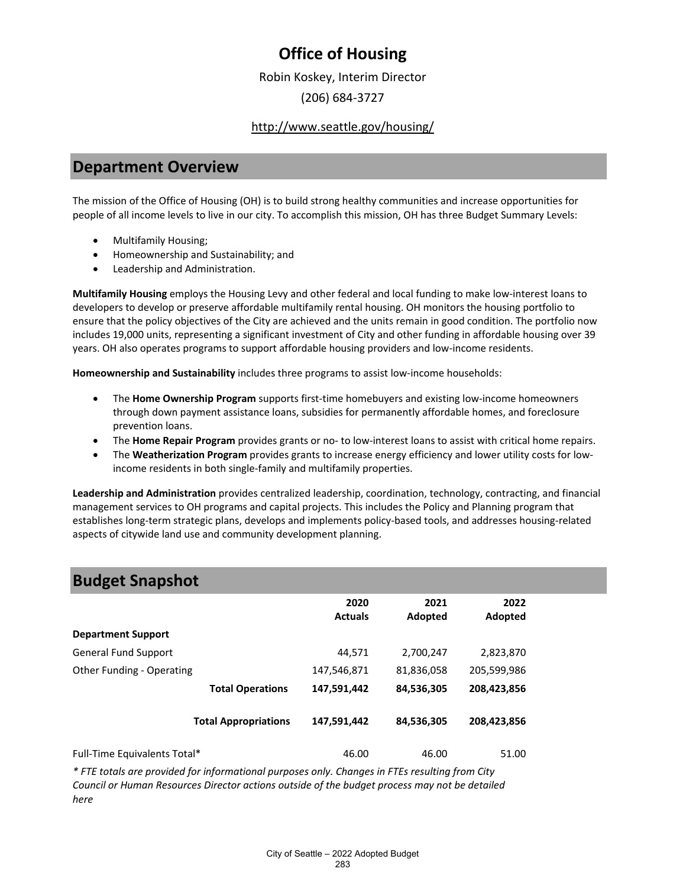# Office of Housing

Robin Koskey, Interim Director

(206) 684-3727

http://www.seattle.gov/housing/

## Department Overview

The mission of the Office of Housing (OH) is to build strong healthy communities and increase opportunities for people of all income levels to live in our city. To accomplish this mission, OH has three Budget Summary Levels:

- Multifamily Housing;
- Homeownership and Sustainability; and
- Leadership and Administration.

**Multifamily Housing** employs the Housing Levy and other federal and local funding to make low-interest loans to developers to develop or preserve affordable multifamily rental housing. OH monitors the housing portfolio to ensure that the policy objectives of the City are achieved and the units remain in good condition. The portfolio now includes 19,000 units, representing a significant investment of City and other funding in affordable housing over 39 years. OH also operates programs to support affordable housing providers and low-income residents.

**Homeownership and Sustainability** includes three programs to assist low-income households:

- The **Home Ownership Program** supports first-time homebuyers and existing low-income homeowners through down payment assistance loans, subsidies for permanently affordable homes, and foreclosure prevention loans.
- The **Home Repair Program** provides grants or no- to low-interest loans to assist with critical home repairs.
- The **Weatherization Program** provides grants to increase energy efficiency and lower utility costs for low-income residents in both single-family and multifamily properties.

**Leadership and Administration** provides centralized leadership, coordination, technology, contracting, and financial management services to OH programs and capital projects. This includes the Policy and Planning program that establishes long-term strategic plans, develops and implements policy-based tools, and addresses housing-related aspects of citywide land use and community development planning.

## Budget Snapshot

| | 2020 Actuals | 2021 Adopted | 2022 Adopted |
|---|---|---|---|
| **Department Support** | | | |
| General Fund Support | 44,571 | 2,700,247 | 2,823,870 |
| Other Funding - Operating | 147,546,871 | 81,836,058 | 205,599,986 |
| **Total Operations** | **147,591,442** | **84,536,305** | **208,423,856** |
| **Total Appropriations** | **147,591,442** | **84,536,305** | **208,423,856** |
| Full-Time Equivalents Total* | 46.00 | 46.00 | 51.00 |

*\* FTE totals are provided for informational purposes only. Changes in FTEs resulting from City Council or Human Resources Director actions outside of the budget process may not be detailed here*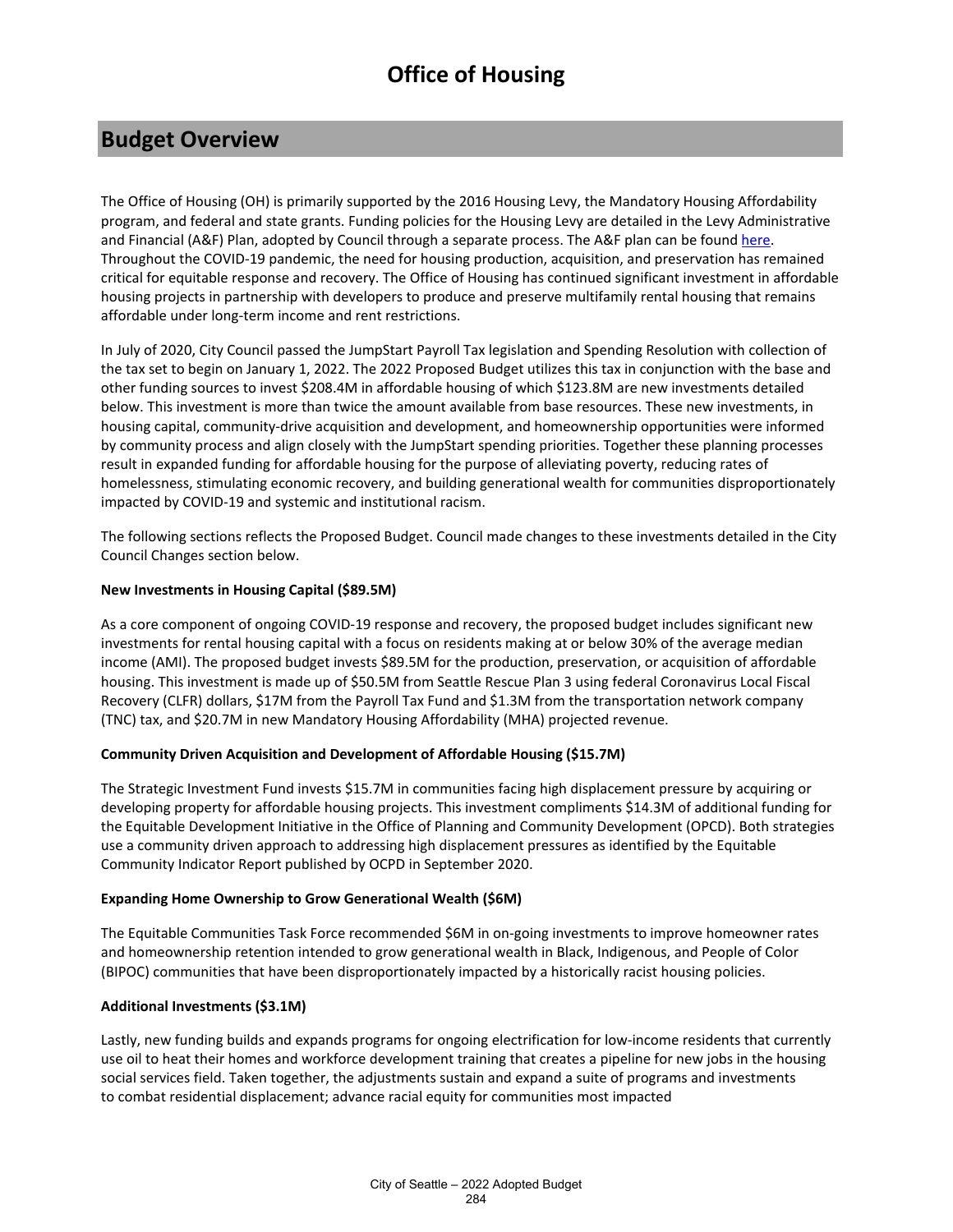# Office of Housing

## Budget Overview

The Office of Housing (OH) is primarily supported by the 2016 Housing Levy, the Mandatory Housing Affordability program, and federal and state grants. Funding policies for the Housing Levy are detailed in the Levy Administrative and Financial (A&F) Plan, adopted by Council through a separate process. The A&F plan can be found here. Throughout the COVID-19 pandemic, the need for housing production, acquisition, and preservation has remained critical for equitable response and recovery. The Office of Housing has continued significant investment in affordable housing projects in partnership with developers to produce and preserve multifamily rental housing that remains affordable under long-term income and rent restrictions.

In July of 2020, City Council passed the JumpStart Payroll Tax legislation and Spending Resolution with collection of the tax set to begin on January 1, 2022. The 2022 Proposed Budget utilizes this tax in conjunction with the base and other funding sources to invest $208.4M in affordable housing of which $123.8M are new investments detailed below. This investment is more than twice the amount available from base resources. These new investments, in housing capital, community-drive acquisition and development, and homeownership opportunities were informed by community process and align closely with the JumpStart spending priorities. Together these planning processes result in expanded funding for affordable housing for the purpose of alleviating poverty, reducing rates of homelessness, stimulating economic recovery, and building generational wealth for communities disproportionately impacted by COVID-19 and systemic and institutional racism.

The following sections reflects the Proposed Budget. Council made changes to these investments detailed in the City Council Changes section below.

**New Investments in Housing Capital ($89.5M)**

As a core component of ongoing COVID-19 response and recovery, the proposed budget includes significant new investments for rental housing capital with a focus on residents making at or below 30% of the average median income (AMI). The proposed budget invests $89.5M for the production, preservation, or acquisition of affordable housing. This investment is made up of $50.5M from Seattle Rescue Plan 3 using federal Coronavirus Local Fiscal Recovery (CLFR) dollars, $17M from the Payroll Tax Fund and $1.3M from the transportation network company (TNC) tax, and $20.7M in new Mandatory Housing Affordability (MHA) projected revenue.

**Community Driven Acquisition and Development of Affordable Housing ($15.7M)**

The Strategic Investment Fund invests $15.7M in communities facing high displacement pressure by acquiring or developing property for affordable housing projects. This investment compliments $14.3M of additional funding for the Equitable Development Initiative in the Office of Planning and Community Development (OPCD). Both strategies use a community driven approach to addressing high displacement pressures as identified by the Equitable Community Indicator Report published by OCPD in September 2020.

**Expanding Home Ownership to Grow Generational Wealth ($6M)**

The Equitable Communities Task Force recommended $6M in on-going investments to improve homeowner rates and homeownership retention intended to grow generational wealth in Black, Indigenous, and People of Color (BIPOC) communities that have been disproportionately impacted by a historically racist housing policies.

**Additional Investments ($3.1M)**

Lastly, new funding builds and expands programs for ongoing electrification for low-income residents that currently use oil to heat their homes and workforce development training that creates a pipeline for new jobs in the housing social services field. Taken together, the adjustments sustain and expand a suite of programs and investments to combat residential displacement; advance racial equity for communities most impacted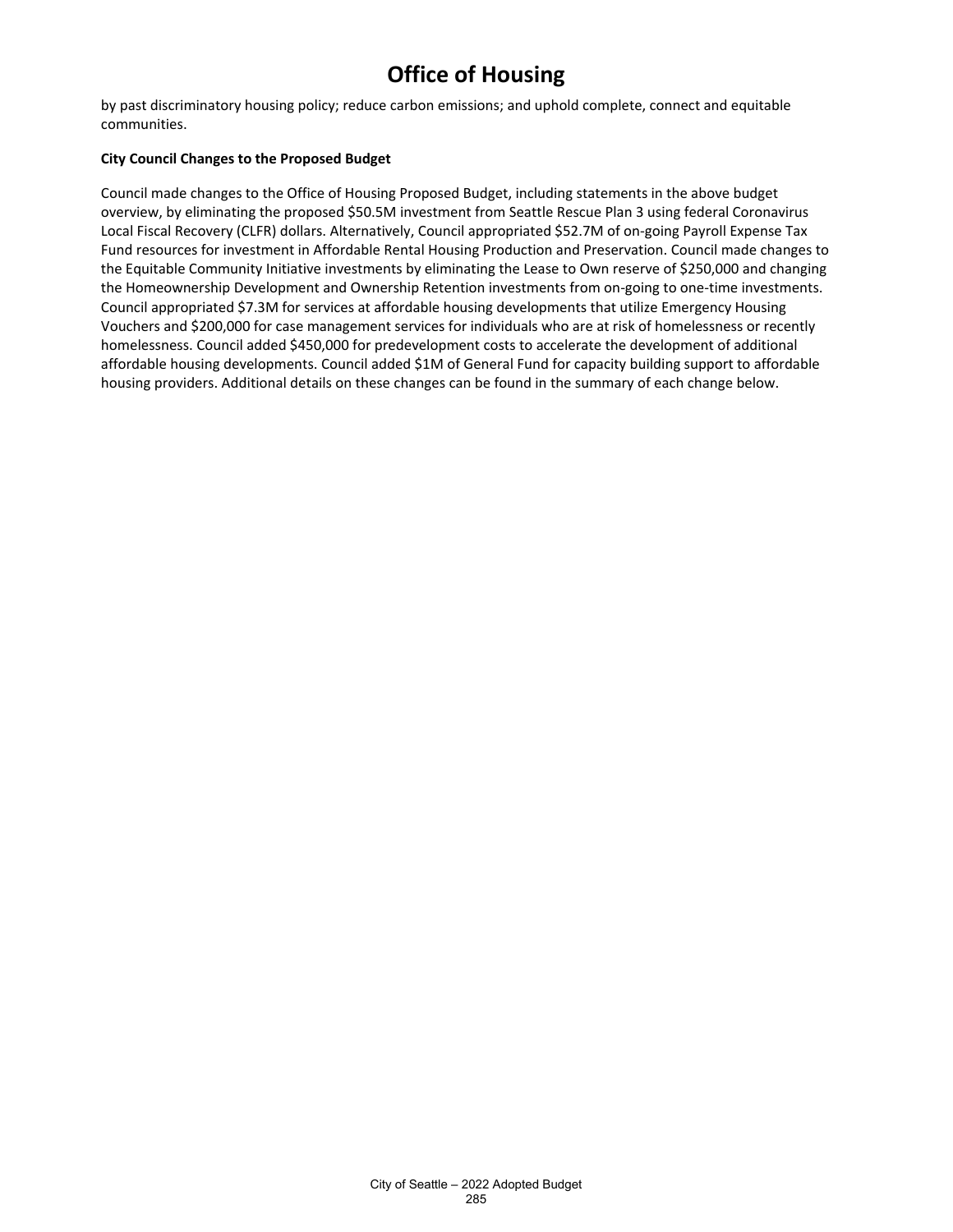by past discriminatory housing policy; reduce carbon emissions; and uphold complete, connect and equitable communities.

**City Council Changes to the Proposed Budget**

Council made changes to the Office of Housing Proposed Budget, including statements in the above budget overview, by eliminating the proposed $50.5M investment from Seattle Rescue Plan 3 using federal Coronavirus Local Fiscal Recovery (CLFR) dollars. Alternatively, Council appropriated $52.7M of on-going Payroll Expense Tax Fund resources for investment in Affordable Rental Housing Production and Preservation. Council made changes to the Equitable Community Initiative investments by eliminating the Lease to Own reserve of $250,000 and changing the Homeownership Development and Ownership Retention investments from on-going to one-time investments. Council appropriated $7.3M for services at affordable housing developments that utilize Emergency Housing Vouchers and $200,000 for case management services for individuals who are at risk of homelessness or recently homelessness. Council added $450,000 for predevelopment costs to accelerate the development of additional affordable housing developments. Council added $1M of General Fund for capacity building support to affordable housing providers. Additional details on these changes can be found in the summary of each change below.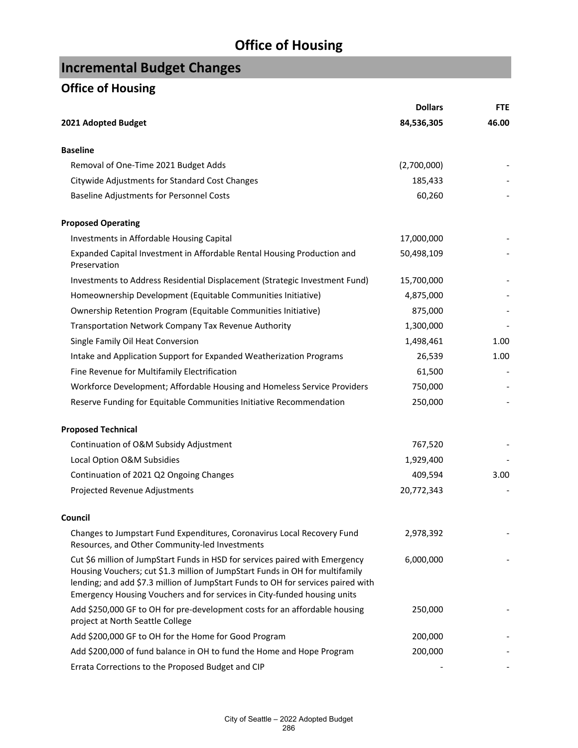# Office of Housing

## Incremental Budget Changes

### Office of Housing

| | Dollars | FTE |
|---|---|---|
| **2021 Adopted Budget** | **84,536,305** | **46.00** |
| **Baseline** | | |
| Removal of One-Time 2021 Budget Adds | (2,700,000) | - |
| Citywide Adjustments for Standard Cost Changes | 185,433 | - |
| Baseline Adjustments for Personnel Costs | 60,260 | - |
| **Proposed Operating** | | |
| Investments in Affordable Housing Capital | 17,000,000 | - |
| Expanded Capital Investment in Affordable Rental Housing Production and Preservation | 50,498,109 | - |
| Investments to Address Residential Displacement (Strategic Investment Fund) | 15,700,000 | - |
| Homeownership Development (Equitable Communities Initiative) | 4,875,000 | - |
| Ownership Retention Program (Equitable Communities Initiative) | 875,000 | - |
| Transportation Network Company Tax Revenue Authority | 1,300,000 | - |
| Single Family Oil Heat Conversion | 1,498,461 | 1.00 |
| Intake and Application Support for Expanded Weatherization Programs | 26,539 | 1.00 |
| Fine Revenue for Multifamily Electrification | 61,500 | - |
| Workforce Development; Affordable Housing and Homeless Service Providers | 750,000 | - |
| Reserve Funding for Equitable Communities Initiative Recommendation | 250,000 | - |
| **Proposed Technical** | | |
| Continuation of O&M Subsidy Adjustment | 767,520 | - |
| Local Option O&M Subsidies | 1,929,400 | - |
| Continuation of 2021 Q2 Ongoing Changes | 409,594 | 3.00 |
| Projected Revenue Adjustments | 20,772,343 | - |
| **Council** | | |
| Changes to Jumpstart Fund Expenditures, Coronavirus Local Recovery Fund Resources, and Other Community-led Investments | 2,978,392 | - |
| Cut $6 million of JumpStart Funds in HSD for services paired with Emergency Housing Vouchers; cut $1.3 million of JumpStart Funds in OH for multifamily lending; and add $7.3 million of JumpStart Funds to OH for services paired with Emergency Housing Vouchers and for services in City-funded housing units | 6,000,000 | - |
| Add $250,000 GF to OH for pre-development costs for an affordable housing project at North Seattle College | 250,000 | - |
| Add $200,000 GF to OH for the Home for Good Program | 200,000 | - |
| Add $200,000 of fund balance in OH to fund the Home and Hope Program | 200,000 | - |
| Errata Corrections to the Proposed Budget and CIP | - | - |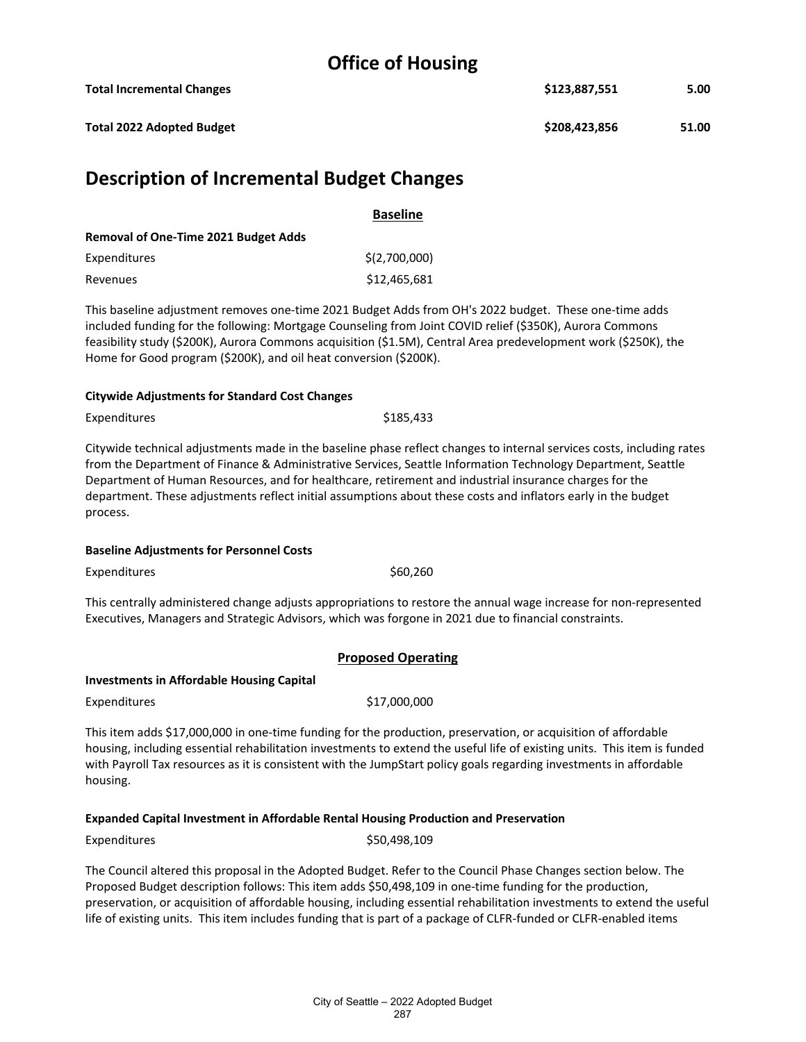# Office of Housing

| | | |
|---|---|---|
| **Total Incremental Changes** | **$123,887,551** | **5.00** |
| **Total 2022 Adopted Budget** | **$208,423,856** | **51.00** |

## Description of Incremental Budget Changes

### Baseline

**Removal of One-Time 2021 Budget Adds**

| | |
|---|---|
| Expenditures | $(2,700,000) |
| Revenues | $12,465,681 |

This baseline adjustment removes one-time 2021 Budget Adds from OH's 2022 budget. These one-time adds included funding for the following: Mortgage Counseling from Joint COVID relief ($350K), Aurora Commons feasibility study ($200K), Aurora Commons acquisition ($1.5M), Central Area predevelopment work ($250K), the Home for Good program ($200K), and oil heat conversion ($200K).

**Citywide Adjustments for Standard Cost Changes**

| | |
|---|---|
| Expenditures | $185,433 |

Citywide technical adjustments made in the baseline phase reflect changes to internal services costs, including rates from the Department of Finance & Administrative Services, Seattle Information Technology Department, Seattle Department of Human Resources, and for healthcare, retirement and industrial insurance charges for the department. These adjustments reflect initial assumptions about these costs and inflators early in the budget process.

**Baseline Adjustments for Personnel Costs**

| | |
|---|---|
| Expenditures | $60,260 |

This centrally administered change adjusts appropriations to restore the annual wage increase for non-represented Executives, Managers and Strategic Advisors, which was forgone in 2021 due to financial constraints.

### Proposed Operating

**Investments in Affordable Housing Capital**

| | |
|---|---|
| Expenditures | $17,000,000 |

This item adds $17,000,000 in one-time funding for the production, preservation, or acquisition of affordable housing, including essential rehabilitation investments to extend the useful life of existing units. This item is funded with Payroll Tax resources as it is consistent with the JumpStart policy goals regarding investments in affordable housing.

**Expanded Capital Investment in Affordable Rental Housing Production and Preservation**

| | |
|---|---|
| Expenditures | $50,498,109 |

The Council altered this proposal in the Adopted Budget. Refer to the Council Phase Changes section below. The Proposed Budget description follows: This item adds $50,498,109 in one-time funding for the production, preservation, or acquisition of affordable housing, including essential rehabilitation investments to extend the useful life of existing units. This item includes funding that is part of a package of CLFR-funded or CLFR-enabled items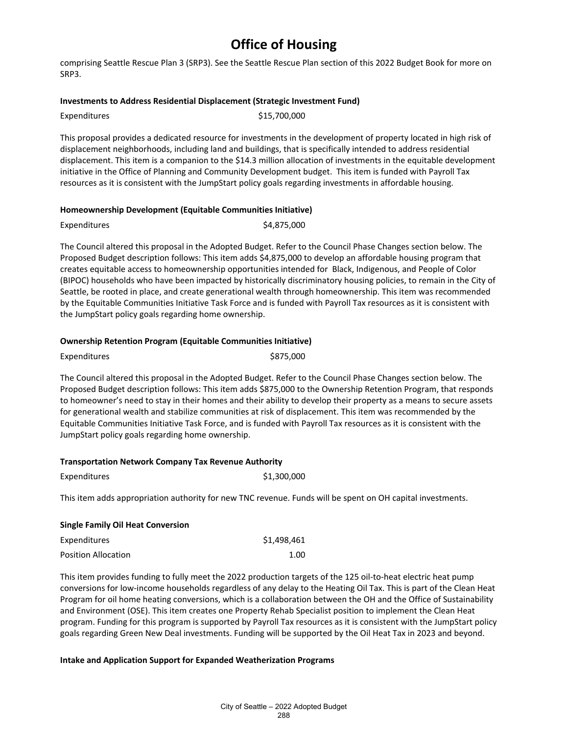comprising Seattle Rescue Plan 3 (SRP3). See the Seattle Rescue Plan section of this 2022 Budget Book for more on SRP3.

**Investments to Address Residential Displacement (Strategic Investment Fund)**

| | |
|---|---|
| Expenditures | $15,700,000 |

This proposal provides a dedicated resource for investments in the development of property located in high risk of displacement neighborhoods, including land and buildings, that is specifically intended to address residential displacement. This item is a companion to the $14.3 million allocation of investments in the equitable development initiative in the Office of Planning and Community Development budget. This item is funded with Payroll Tax resources as it is consistent with the JumpStart policy goals regarding investments in affordable housing.

**Homeownership Development (Equitable Communities Initiative)**

| | |
|---|---|
| Expenditures | $4,875,000 |

The Council altered this proposal in the Adopted Budget. Refer to the Council Phase Changes section below. The Proposed Budget description follows: This item adds $4,875,000 to develop an affordable housing program that creates equitable access to homeownership opportunities intended for Black, Indigenous, and People of Color (BIPOC) households who have been impacted by historically discriminatory housing policies, to remain in the City of Seattle, be rooted in place, and create generational wealth through homeownership. This item was recommended by the Equitable Communities Initiative Task Force and is funded with Payroll Tax resources as it is consistent with the JumpStart policy goals regarding home ownership.

**Ownership Retention Program (Equitable Communities Initiative)**

| | |
|---|---|
| Expenditures | $875,000 |

The Council altered this proposal in the Adopted Budget. Refer to the Council Phase Changes section below. The Proposed Budget description follows: This item adds $875,000 to the Ownership Retention Program, that responds to homeowner's need to stay in their homes and their ability to develop their property as a means to secure assets for generational wealth and stabilize communities at risk of displacement. This item was recommended by the Equitable Communities Initiative Task Force, and is funded with Payroll Tax resources as it is consistent with the JumpStart policy goals regarding home ownership.

**Transportation Network Company Tax Revenue Authority**

| | |
|---|---|
| Expenditures | $1,300,000 |

This item adds appropriation authority for new TNC revenue. Funds will be spent on OH capital investments.

**Single Family Oil Heat Conversion**

| | |
|---|---|
| Expenditures | $1,498,461 |
| Position Allocation | 1.00 |

This item provides funding to fully meet the 2022 production targets of the 125 oil-to-heat electric heat pump conversions for low-income households regardless of any delay to the Heating Oil Tax. This is part of the Clean Heat Program for oil home heating conversions, which is a collaboration between the OH and the Office of Sustainability and Environment (OSE). This item creates one Property Rehab Specialist position to implement the Clean Heat program. Funding for this program is supported by Payroll Tax resources as it is consistent with the JumpStart policy goals regarding Green New Deal investments. Funding will be supported by the Oil Heat Tax in 2023 and beyond.

**Intake and Application Support for Expanded Weatherization Programs**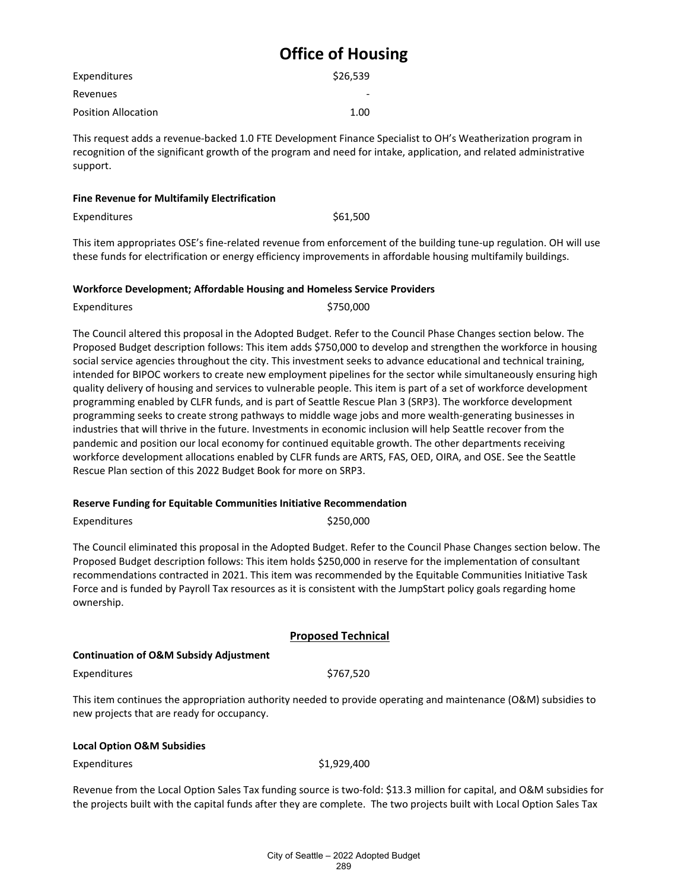# Office of Housing

| | |
|---|---|
| Expenditures | $26,539 |
| Revenues | - |
| Position Allocation | 1.00 |

This request adds a revenue-backed 1.0 FTE Development Finance Specialist to OH's Weatherization program in recognition of the significant growth of the program and need for intake, application, and related administrative support.

**Fine Revenue for Multifamily Electrification**

| | |
|---|---|
| Expenditures | $61,500 |

This item appropriates OSE's fine-related revenue from enforcement of the building tune-up regulation. OH will use these funds for electrification or energy efficiency improvements in affordable housing multifamily buildings.

**Workforce Development; Affordable Housing and Homeless Service Providers**

| | |
|---|---|
| Expenditures | $750,000 |

The Council altered this proposal in the Adopted Budget. Refer to the Council Phase Changes section below. The Proposed Budget description follows: This item adds $750,000 to develop and strengthen the workforce in housing social service agencies throughout the city. This investment seeks to advance educational and technical training, intended for BIPOC workers to create new employment pipelines for the sector while simultaneously ensuring high quality delivery of housing and services to vulnerable people. This item is part of a set of workforce development programming enabled by CLFR funds, and is part of Seattle Rescue Plan 3 (SRP3). The workforce development programming seeks to create strong pathways to middle wage jobs and more wealth-generating businesses in industries that will thrive in the future. Investments in economic inclusion will help Seattle recover from the pandemic and position our local economy for continued equitable growth. The other departments receiving workforce development allocations enabled by CLFR funds are ARTS, FAS, OED, OIRA, and OSE. See the Seattle Rescue Plan section of this 2022 Budget Book for more on SRP3.

**Reserve Funding for Equitable Communities Initiative Recommendation**

| | |
|---|---|
| Expenditures | $250,000 |

The Council eliminated this proposal in the Adopted Budget. Refer to the Council Phase Changes section below. The Proposed Budget description follows: This item holds $250,000 in reserve for the implementation of consultant recommendations contracted in 2021. This item was recommended by the Equitable Communities Initiative Task Force and is funded by Payroll Tax resources as it is consistent with the JumpStart policy goals regarding home ownership.

## Proposed Technical

**Continuation of O&M Subsidy Adjustment**

| | |
|---|---|
| Expenditures | $767,520 |

This item continues the appropriation authority needed to provide operating and maintenance (O&M) subsidies to new projects that are ready for occupancy.

**Local Option O&M Subsidies**

| | |
|---|---|
| Expenditures | $1,929,400 |

Revenue from the Local Option Sales Tax funding source is two-fold: $13.3 million for capital, and O&M subsidies for the projects built with the capital funds after they are complete. The two projects built with Local Option Sales Tax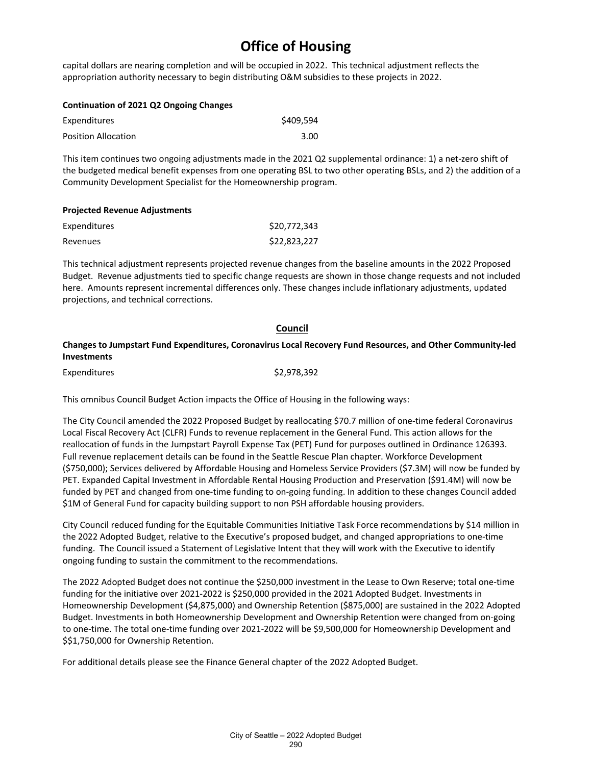capital dollars are nearing completion and will be occupied in 2022. This technical adjustment reflects the appropriation authority necessary to begin distributing O&M subsidies to these projects in 2022.

**Continuation of 2021 Q2 Ongoing Changes**

| | |
|---|---|
| Expenditures | $409,594 |
| Position Allocation | 3.00 |

This item continues two ongoing adjustments made in the 2021 Q2 supplemental ordinance: 1) a net-zero shift of the budgeted medical benefit expenses from one operating BSL to two other operating BSLs, and 2) the addition of a Community Development Specialist for the Homeownership program.

**Projected Revenue Adjustments**

| | |
|---|---|
| Expenditures | $20,772,343 |
| Revenues | $22,823,227 |

This technical adjustment represents projected revenue changes from the baseline amounts in the 2022 Proposed Budget. Revenue adjustments tied to specific change requests are shown in those change requests and not included here. Amounts represent incremental differences only. These changes include inflationary adjustments, updated projections, and technical corrections.

## Council

**Changes to Jumpstart Fund Expenditures, Coronavirus Local Recovery Fund Resources, and Other Community-led Investments**

| | |
|---|---|
| Expenditures | $2,978,392 |

This omnibus Council Budget Action impacts the Office of Housing in the following ways:

The City Council amended the 2022 Proposed Budget by reallocating $70.7 million of one-time federal Coronavirus Local Fiscal Recovery Act (CLFR) Funds to revenue replacement in the General Fund. This action allows for the reallocation of funds in the Jumpstart Payroll Expense Tax (PET) Fund for purposes outlined in Ordinance 126393. Full revenue replacement details can be found in the Seattle Rescue Plan chapter. Workforce Development ($750,000); Services delivered by Affordable Housing and Homeless Service Providers ($7.3M) will now be funded by PET. Expanded Capital Investment in Affordable Rental Housing Production and Preservation ($91.4M) will now be funded by PET and changed from one-time funding to on-going funding. In addition to these changes Council added $1M of General Fund for capacity building support to non PSH affordable housing providers.

City Council reduced funding for the Equitable Communities Initiative Task Force recommendations by $14 million in the 2022 Adopted Budget, relative to the Executive's proposed budget, and changed appropriations to one-time funding. The Council issued a Statement of Legislative Intent that they will work with the Executive to identify ongoing funding to sustain the commitment to the recommendations.

The 2022 Adopted Budget does not continue the $250,000 investment in the Lease to Own Reserve; total one-time funding for the initiative over 2021-2022 is $250,000 provided in the 2021 Adopted Budget. Investments in Homeownership Development ($4,875,000) and Ownership Retention ($875,000) are sustained in the 2022 Adopted Budget. Investments in both Homeownership Development and Ownership Retention were changed from on-going to one-time. The total one-time funding over 2021-2022 will be $9,500,000 for Homeownership Development and $$1,750,000 for Ownership Retention.

For additional details please see the Finance General chapter of the 2022 Adopted Budget.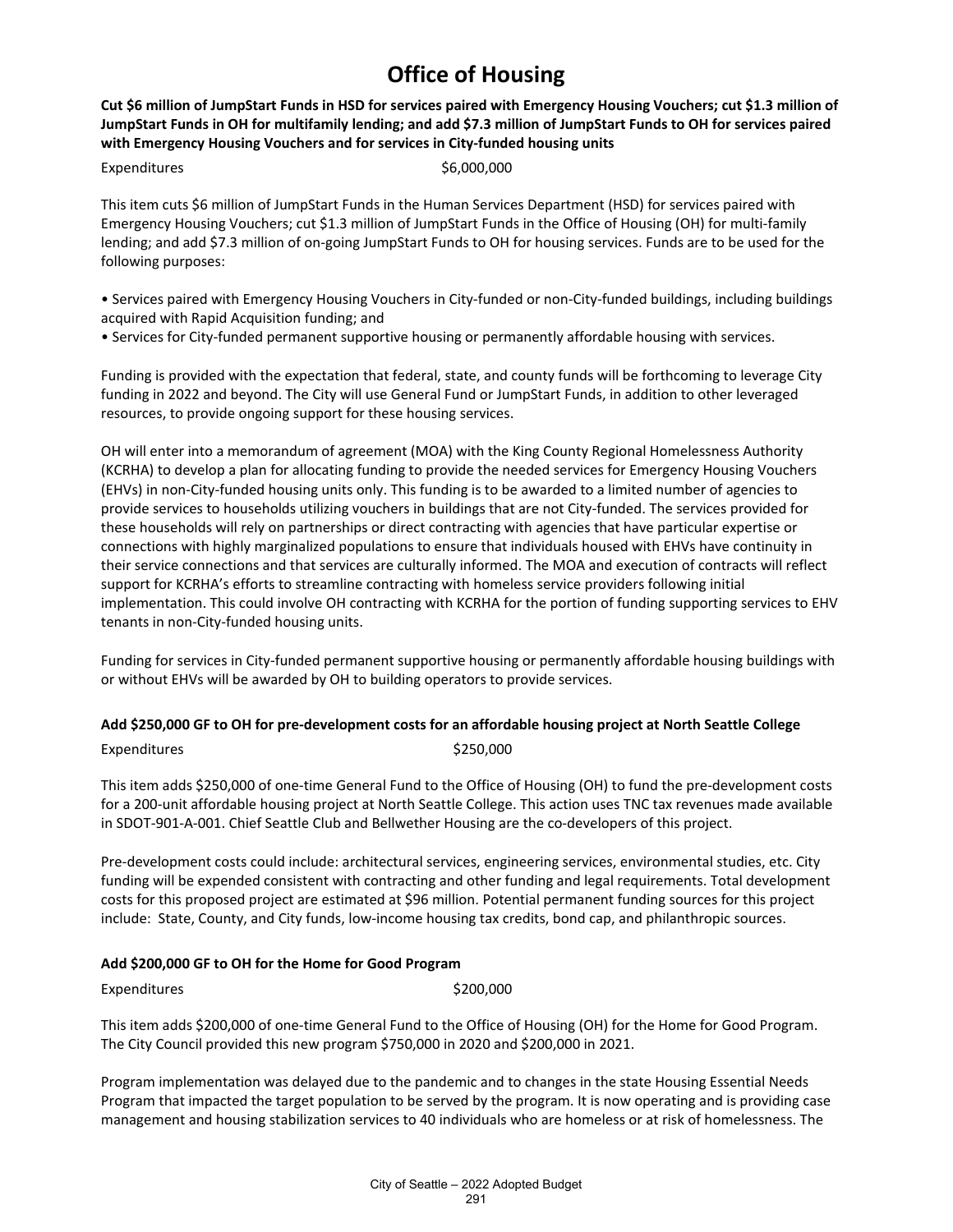# Office of Housing

**Cut $6 million of JumpStart Funds in HSD for services paired with Emergency Housing Vouchers; cut $1.3 million of JumpStart Funds in OH for multifamily lending; and add $7.3 million of JumpStart Funds to OH for services paired with Emergency Housing Vouchers and for services in City-funded housing units**

| Expenditures | $6,000,000 |
|---|---|

This item cuts $6 million of JumpStart Funds in the Human Services Department (HSD) for services paired with Emergency Housing Vouchers; cut $1.3 million of JumpStart Funds in the Office of Housing (OH) for multi-family lending; and add $7.3 million of on-going JumpStart Funds to OH for housing services. Funds are to be used for the following purposes:

- Services paired with Emergency Housing Vouchers in City-funded or non-City-funded buildings, including buildings acquired with Rapid Acquisition funding; and
- Services for City-funded permanent supportive housing or permanently affordable housing with services.

Funding is provided with the expectation that federal, state, and county funds will be forthcoming to leverage City funding in 2022 and beyond. The City will use General Fund or JumpStart Funds, in addition to other leveraged resources, to provide ongoing support for these housing services.

OH will enter into a memorandum of agreement (MOA) with the King County Regional Homelessness Authority (KCRHA) to develop a plan for allocating funding to provide the needed services for Emergency Housing Vouchers (EHVs) in non-City-funded housing units only. This funding is to be awarded to a limited number of agencies to provide services to households utilizing vouchers in buildings that are not City-funded. The services provided for these households will rely on partnerships or direct contracting with agencies that have particular expertise or connections with highly marginalized populations to ensure that individuals housed with EHVs have continuity in their service connections and that services are culturally informed. The MOA and execution of contracts will reflect support for KCRHA's efforts to streamline contracting with homeless service providers following initial implementation. This could involve OH contracting with KCRHA for the portion of funding supporting services to EHV tenants in non-City-funded housing units.

Funding for services in City-funded permanent supportive housing or permanently affordable housing buildings with or without EHVs will be awarded by OH to building operators to provide services.

**Add $250,000 GF to OH for pre-development costs for an affordable housing project at North Seattle College**

| Expenditures | $250,000 |
|---|---|

This item adds $250,000 of one-time General Fund to the Office of Housing (OH) to fund the pre-development costs for a 200-unit affordable housing project at North Seattle College. This action uses TNC tax revenues made available in SDOT-901-A-001. Chief Seattle Club and Bellwether Housing are the co-developers of this project.

Pre-development costs could include: architectural services, engineering services, environmental studies, etc. City funding will be expended consistent with contracting and other funding and legal requirements. Total development costs for this proposed project are estimated at $96 million. Potential permanent funding sources for this project include: State, County, and City funds, low-income housing tax credits, bond cap, and philanthropic sources.

**Add $200,000 GF to OH for the Home for Good Program**

| Expenditures | $200,000 |
|---|---|

This item adds $200,000 of one-time General Fund to the Office of Housing (OH) for the Home for Good Program. The City Council provided this new program $750,000 in 2020 and $200,000 in 2021.

Program implementation was delayed due to the pandemic and to changes in the state Housing Essential Needs Program that impacted the target population to be served by the program. It is now operating and is providing case management and housing stabilization services to 40 individuals who are homeless or at risk of homelessness. The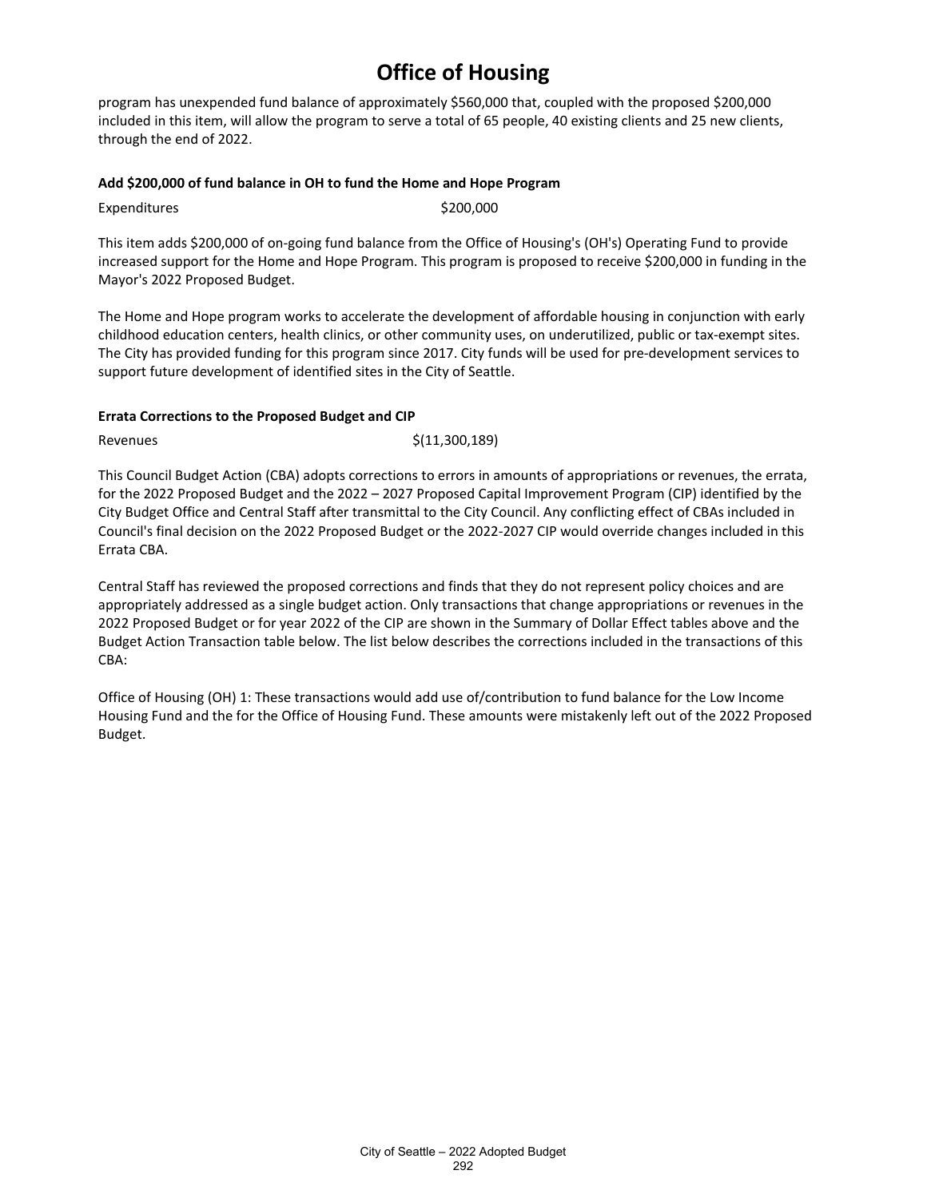program has unexpended fund balance of approximately $560,000 that, coupled with the proposed $200,000 included in this item, will allow the program to serve a total of 65 people, 40 existing clients and 25 new clients, through the end of 2022.

**Add $200,000 of fund balance in OH to fund the Home and Hope Program**

| | |
|---|---|
| Expenditures | $200,000 |

This item adds $200,000 of on-going fund balance from the Office of Housing's (OH's) Operating Fund to provide increased support for the Home and Hope Program. This program is proposed to receive $200,000 in funding in the Mayor's 2022 Proposed Budget.

The Home and Hope program works to accelerate the development of affordable housing in conjunction with early childhood education centers, health clinics, or other community uses, on underutilized, public or tax-exempt sites. The City has provided funding for this program since 2017. City funds will be used for pre-development services to support future development of identified sites in the City of Seattle.

**Errata Corrections to the Proposed Budget and CIP**

| | |
|---|---|
| Revenues | $(11,300,189) |

This Council Budget Action (CBA) adopts corrections to errors in amounts of appropriations or revenues, the errata, for the 2022 Proposed Budget and the 2022 – 2027 Proposed Capital Improvement Program (CIP) identified by the City Budget Office and Central Staff after transmittal to the City Council. Any conflicting effect of CBAs included in Council's final decision on the 2022 Proposed Budget or the 2022-2027 CIP would override changes included in this Errata CBA.

Central Staff has reviewed the proposed corrections and finds that they do not represent policy choices and are appropriately addressed as a single budget action. Only transactions that change appropriations or revenues in the 2022 Proposed Budget or for year 2022 of the CIP are shown in the Summary of Dollar Effect tables above and the Budget Action Transaction table below. The list below describes the corrections included in the transactions of this CBA:

Office of Housing (OH) 1: These transactions would add use of/contribution to fund balance for the Low Income Housing Fund and the for the Office of Housing Fund. These amounts were mistakenly left out of the 2022 Proposed Budget.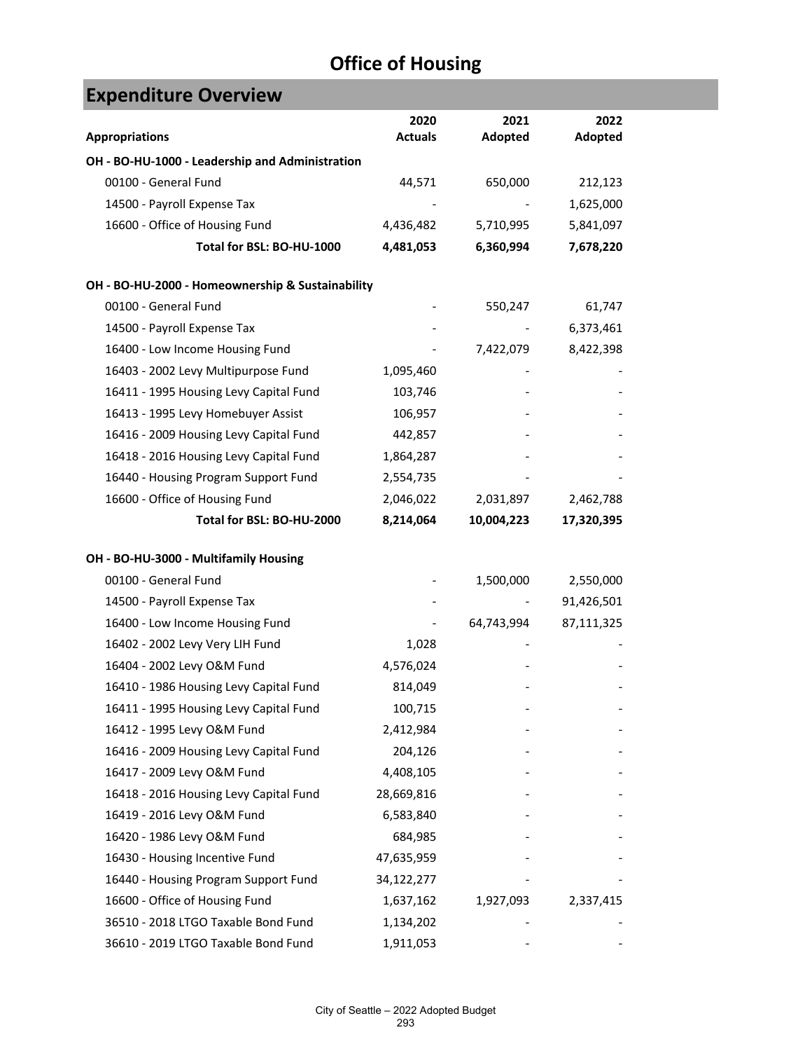# Office of Housing

## Expenditure Overview

| Appropriations | 2020 Actuals | 2021 Adopted | 2022 Adopted |
|---|---|---|---|
| **OH - BO-HU-1000 - Leadership and Administration** | | | |
| 00100 - General Fund | 44,571 | 650,000 | 212,123 |
| 14500 - Payroll Expense Tax | - | - | 1,625,000 |
| 16600 - Office of Housing Fund | 4,436,482 | 5,710,995 | 5,841,097 |
| **Total for BSL: BO-HU-1000** | **4,481,053** | **6,360,994** | **7,678,220** |
| **OH - BO-HU-2000 - Homeownership & Sustainability** | | | |
| 00100 - General Fund | - | 550,247 | 61,747 |
| 14500 - Payroll Expense Tax | - | - | 6,373,461 |
| 16400 - Low Income Housing Fund | - | 7,422,079 | 8,422,398 |
| 16403 - 2002 Levy Multipurpose Fund | 1,095,460 | - | - |
| 16411 - 1995 Housing Levy Capital Fund | 103,746 | - | - |
| 16413 - 1995 Levy Homebuyer Assist | 106,957 | - | - |
| 16416 - 2009 Housing Levy Capital Fund | 442,857 | - | - |
| 16418 - 2016 Housing Levy Capital Fund | 1,864,287 | - | - |
| 16440 - Housing Program Support Fund | 2,554,735 | - | - |
| 16600 - Office of Housing Fund | 2,046,022 | 2,031,897 | 2,462,788 |
| **Total for BSL: BO-HU-2000** | **8,214,064** | **10,004,223** | **17,320,395** |
| **OH - BO-HU-3000 - Multifamily Housing** | | | |
| 00100 - General Fund | - | 1,500,000 | 2,550,000 |
| 14500 - Payroll Expense Tax | - | - | 91,426,501 |
| 16400 - Low Income Housing Fund | - | 64,743,994 | 87,111,325 |
| 16402 - 2002 Levy Very LIH Fund | 1,028 | - | - |
| 16404 - 2002 Levy O&M Fund | 4,576,024 | - | - |
| 16410 - 1986 Housing Levy Capital Fund | 814,049 | - | - |
| 16411 - 1995 Housing Levy Capital Fund | 100,715 | - | - |
| 16412 - 1995 Levy O&M Fund | 2,412,984 | - | - |
| 16416 - 2009 Housing Levy Capital Fund | 204,126 | - | - |
| 16417 - 2009 Levy O&M Fund | 4,408,105 | - | - |
| 16418 - 2016 Housing Levy Capital Fund | 28,669,816 | - | - |
| 16419 - 2016 Levy O&M Fund | 6,583,840 | - | - |
| 16420 - 1986 Levy O&M Fund | 684,985 | - | - |
| 16430 - Housing Incentive Fund | 47,635,959 | - | - |
| 16440 - Housing Program Support Fund | 34,122,277 | - | - |
| 16600 - Office of Housing Fund | 1,637,162 | 1,927,093 | 2,337,415 |
| 36510 - 2018 LTGO Taxable Bond Fund | 1,134,202 | - | - |
| 36610 - 2019 LTGO Taxable Bond Fund | 1,911,053 | - | - |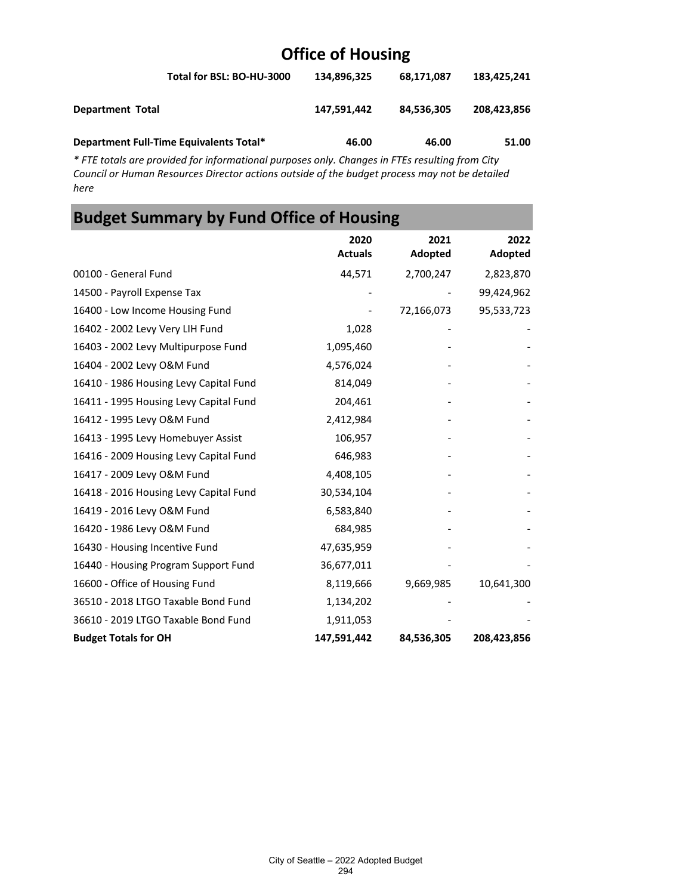# Office of Housing

| | | | |
|---|---|---|---|
| **Total for BSL: BO-HU-3000** | **134,896,325** | **68,171,087** | **183,425,241** |
| **Department Total** | **147,591,442** | **84,536,305** | **208,423,856** |
| **Department Full-Time Equivalents Total*** | **46.00** | **46.00** | **51.00** |

*\* FTE totals are provided for informational purposes only. Changes in FTEs resulting from City Council or Human Resources Director actions outside of the budget process may not be detailed here*

## Budget Summary by Fund Office of Housing

| | 2020 Actuals | 2021 Adopted | 2022 Adopted |
|---|---|---|---|
| 00100 - General Fund | 44,571 | 2,700,247 | 2,823,870 |
| 14500 - Payroll Expense Tax | - | - | 99,424,962 |
| 16400 - Low Income Housing Fund | - | 72,166,073 | 95,533,723 |
| 16402 - 2002 Levy Very LIH Fund | 1,028 | - | - |
| 16403 - 2002 Levy Multipurpose Fund | 1,095,460 | - | - |
| 16404 - 2002 Levy O&M Fund | 4,576,024 | - | - |
| 16410 - 1986 Housing Levy Capital Fund | 814,049 | - | - |
| 16411 - 1995 Housing Levy Capital Fund | 204,461 | - | - |
| 16412 - 1995 Levy O&M Fund | 2,412,984 | - | - |
| 16413 - 1995 Levy Homebuyer Assist | 106,957 | - | - |
| 16416 - 2009 Housing Levy Capital Fund | 646,983 | - | - |
| 16417 - 2009 Levy O&M Fund | 4,408,105 | - | - |
| 16418 - 2016 Housing Levy Capital Fund | 30,534,104 | - | - |
| 16419 - 2016 Levy O&M Fund | 6,583,840 | - | - |
| 16420 - 1986 Levy O&M Fund | 684,985 | - | - |
| 16430 - Housing Incentive Fund | 47,635,959 | - | - |
| 16440 - Housing Program Support Fund | 36,677,011 | - | - |
| 16600 - Office of Housing Fund | 8,119,666 | 9,669,985 | 10,641,300 |
| 36510 - 2018 LTGO Taxable Bond Fund | 1,134,202 | - | - |
| 36610 - 2019 LTGO Taxable Bond Fund | 1,911,053 | - | - |
| **Budget Totals for OH** | **147,591,442** | **84,536,305** | **208,423,856** |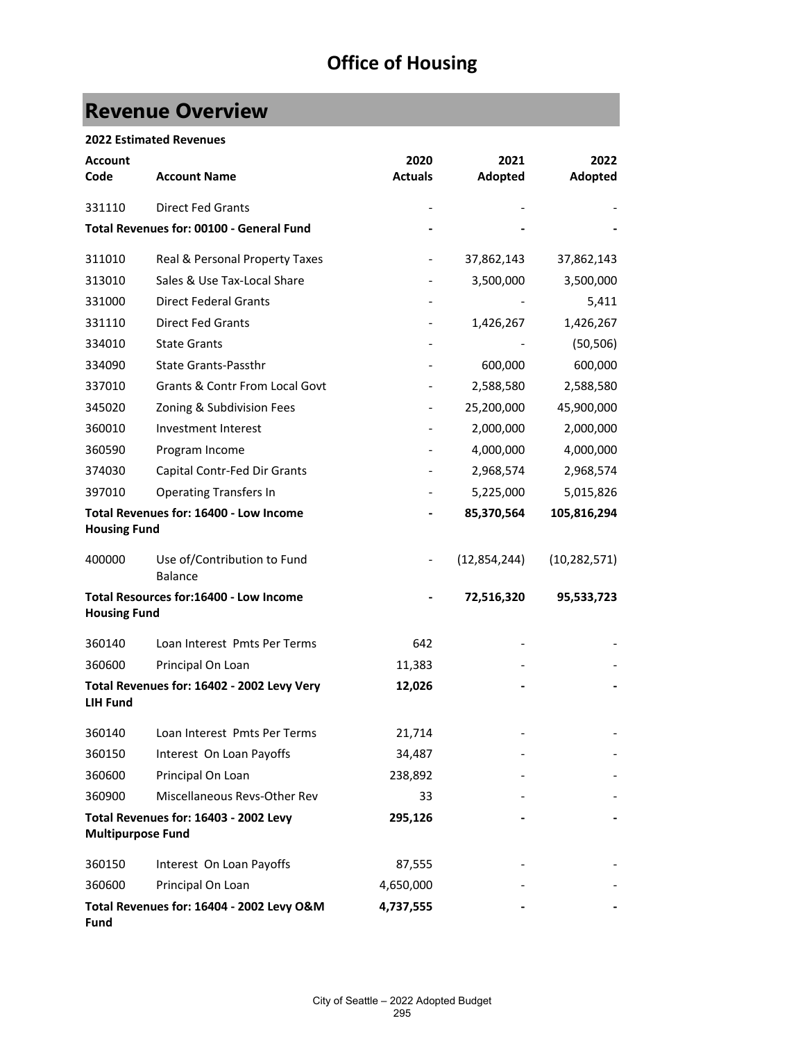# Office of Housing

## Revenue Overview

**2022 Estimated Revenues**

| Account Code | Account Name | 2020 Actuals | 2021 Adopted | 2022 Adopted |
|---|---|---|---|---|
| 331110 | Direct Fed Grants | - | - | - |
| **Total Revenues for: 00100 - General Fund** | | **-** | **-** | **-** |
| 311010 | Real & Personal Property Taxes | - | 37,862,143 | 37,862,143 |
| 313010 | Sales & Use Tax-Local Share | - | 3,500,000 | 3,500,000 |
| 331000 | Direct Federal Grants | - | - | 5,411 |
| 331110 | Direct Fed Grants | - | 1,426,267 | 1,426,267 |
| 334010 | State Grants | - | - | (50,506) |
| 334090 | State Grants-Passthr | - | 600,000 | 600,000 |
| 337010 | Grants & Contr From Local Govt | - | 2,588,580 | 2,588,580 |
| 345020 | Zoning & Subdivision Fees | - | 25,200,000 | 45,900,000 |
| 360010 | Investment Interest | - | 2,000,000 | 2,000,000 |
| 360590 | Program Income | - | 4,000,000 | 4,000,000 |
| 374030 | Capital Contr-Fed Dir Grants | - | 2,968,574 | 2,968,574 |
| 397010 | Operating Transfers In | - | 5,225,000 | 5,015,826 |
| **Total Revenues for: 16400 - Low Income Housing Fund** | | **-** | **85,370,564** | **105,816,294** |
| 400000 | Use of/Contribution to Fund Balance | - | (12,854,244) | (10,282,571) |
| **Total Resources for:16400 - Low Income Housing Fund** | | **-** | **72,516,320** | **95,533,723** |
| 360140 | Loan Interest Pmts Per Terms | 642 | - | - |
| 360600 | Principal On Loan | 11,383 | - | - |
| **Total Revenues for: 16402 - 2002 Levy Very LIH Fund** | | **12,026** | **-** | **-** |
| 360140 | Loan Interest Pmts Per Terms | 21,714 | - | - |
| 360150 | Interest On Loan Payoffs | 34,487 | - | - |
| 360600 | Principal On Loan | 238,892 | - | - |
| 360900 | Miscellaneous Revs-Other Rev | 33 | - | - |
| **Total Revenues for: 16403 - 2002 Levy Multipurpose Fund** | | **295,126** | **-** | **-** |
| 360150 | Interest On Loan Payoffs | 87,555 | - | - |
| 360600 | Principal On Loan | 4,650,000 | - | - |
| **Total Revenues for: 16404 - 2002 Levy O&M Fund** | | **4,737,555** | **-** | **-** |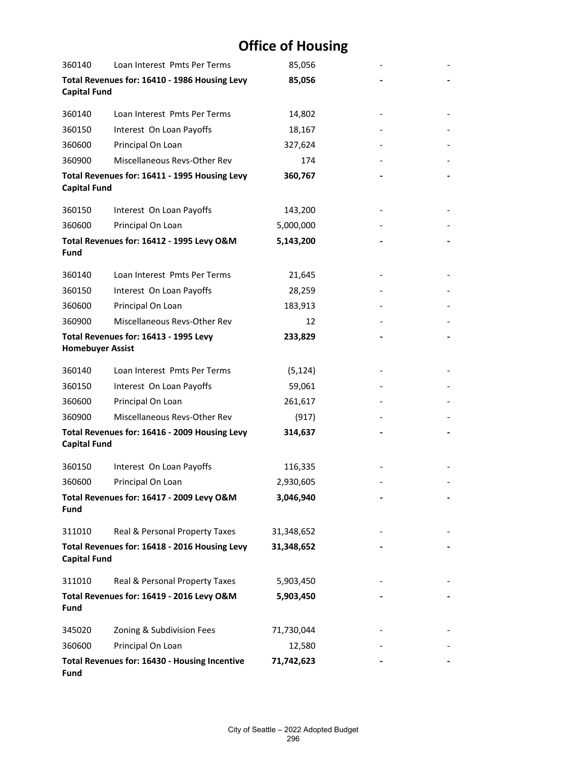# Office of Housing

| | | | | |
|---|---|---|---|---|
| 360140 | Loan Interest Pmts Per Terms | 85,056 | - | - |
| **Total Revenues for: 16410 - 1986 Housing Levy Capital Fund** | | **85,056** | **-** | **-** |
| 360140 | Loan Interest Pmts Per Terms | 14,802 | - | - |
| 360150 | Interest On Loan Payoffs | 18,167 | - | - |
| 360600 | Principal On Loan | 327,624 | - | - |
| 360900 | Miscellaneous Revs-Other Rev | 174 | - | - |
| **Total Revenues for: 16411 - 1995 Housing Levy Capital Fund** | | **360,767** | **-** | **-** |
| 360150 | Interest On Loan Payoffs | 143,200 | - | - |
| 360600 | Principal On Loan | 5,000,000 | - | - |
| **Total Revenues for: 16412 - 1995 Levy O&M Fund** | | **5,143,200** | **-** | **-** |
| 360140 | Loan Interest Pmts Per Terms | 21,645 | - | - |
| 360150 | Interest On Loan Payoffs | 28,259 | - | - |
| 360600 | Principal On Loan | 183,913 | - | - |
| 360900 | Miscellaneous Revs-Other Rev | 12 | - | - |
| **Total Revenues for: 16413 - 1995 Levy Homebuyer Assist** | | **233,829** | **-** | **-** |
| 360140 | Loan Interest Pmts Per Terms | (5,124) | - | - |
| 360150 | Interest On Loan Payoffs | 59,061 | - | - |
| 360600 | Principal On Loan | 261,617 | - | - |
| 360900 | Miscellaneous Revs-Other Rev | (917) | - | - |
| **Total Revenues for: 16416 - 2009 Housing Levy Capital Fund** | | **314,637** | **-** | **-** |
| 360150 | Interest On Loan Payoffs | 116,335 | - | - |
| 360600 | Principal On Loan | 2,930,605 | - | - |
| **Total Revenues for: 16417 - 2009 Levy O&M Fund** | | **3,046,940** | **-** | **-** |
| 311010 | Real & Personal Property Taxes | 31,348,652 | - | - |
| **Total Revenues for: 16418 - 2016 Housing Levy Capital Fund** | | **31,348,652** | **-** | **-** |
| 311010 | Real & Personal Property Taxes | 5,903,450 | - | - |
| **Total Revenues for: 16419 - 2016 Levy O&M Fund** | | **5,903,450** | **-** | **-** |
| 345020 | Zoning & Subdivision Fees | 71,730,044 | - | - |
| 360600 | Principal On Loan | 12,580 | - | - |
| **Total Revenues for: 16430 - Housing Incentive Fund** | | **71,742,623** | **-** | **-** |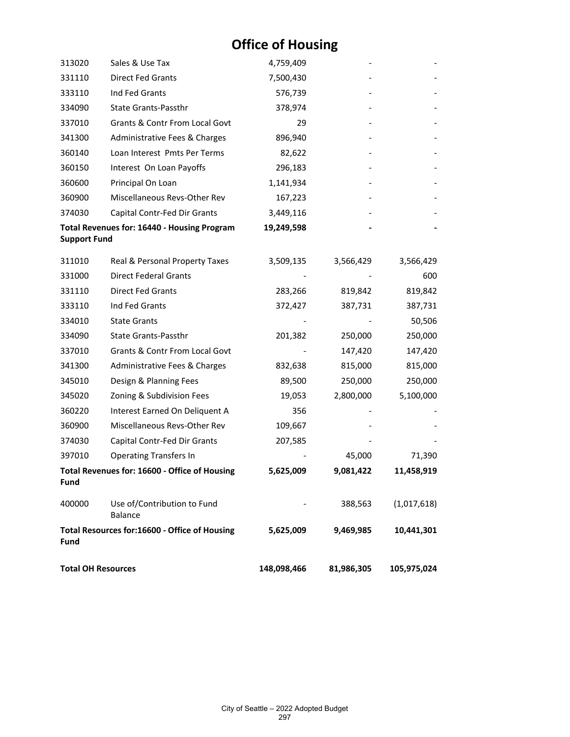# Office of Housing

| | | | | |
|---|---|---|---|---|
| 313020 | Sales & Use Tax | 4,759,409 | - | - |
| 331110 | Direct Fed Grants | 7,500,430 | - | - |
| 333110 | Ind Fed Grants | 576,739 | - | - |
| 334090 | State Grants-Passthr | 378,974 | - | - |
| 337010 | Grants & Contr From Local Govt | 29 | - | - |
| 341300 | Administrative Fees & Charges | 896,940 | - | - |
| 360140 | Loan Interest Pmts Per Terms | 82,622 | - | - |
| 360150 | Interest On Loan Payoffs | 296,183 | - | - |
| 360600 | Principal On Loan | 1,141,934 | - | - |
| 360900 | Miscellaneous Revs-Other Rev | 167,223 | - | - |
| 374030 | Capital Contr-Fed Dir Grants | 3,449,116 | - | - |
| **Total Revenues for: 16440 - Housing Program Support Fund** | | **19,249,598** | **-** | **-** |
| 311010 | Real & Personal Property Taxes | 3,509,135 | 3,566,429 | 3,566,429 |
| 331000 | Direct Federal Grants | - | - | 600 |
| 331110 | Direct Fed Grants | 283,266 | 819,842 | 819,842 |
| 333110 | Ind Fed Grants | 372,427 | 387,731 | 387,731 |
| 334010 | State Grants | - | - | 50,506 |
| 334090 | State Grants-Passthr | 201,382 | 250,000 | 250,000 |
| 337010 | Grants & Contr From Local Govt | - | 147,420 | 147,420 |
| 341300 | Administrative Fees & Charges | 832,638 | 815,000 | 815,000 |
| 345010 | Design & Planning Fees | 89,500 | 250,000 | 250,000 |
| 345020 | Zoning & Subdivision Fees | 19,053 | 2,800,000 | 5,100,000 |
| 360220 | Interest Earned On Deliquent A | 356 | - | - |
| 360900 | Miscellaneous Revs-Other Rev | 109,667 | - | - |
| 374030 | Capital Contr-Fed Dir Grants | 207,585 | - | - |
| 397010 | Operating Transfers In | - | 45,000 | 71,390 |
| **Total Revenues for: 16600 - Office of Housing Fund** | | **5,625,009** | **9,081,422** | **11,458,919** |
| 400000 | Use of/Contribution to Fund Balance | - | 388,563 | (1,017,618) |
| **Total Resources for:16600 - Office of Housing Fund** | | **5,625,009** | **9,469,985** | **10,441,301** |
| **Total OH Resources** | | **148,098,466** | **81,986,305** | **105,975,024** |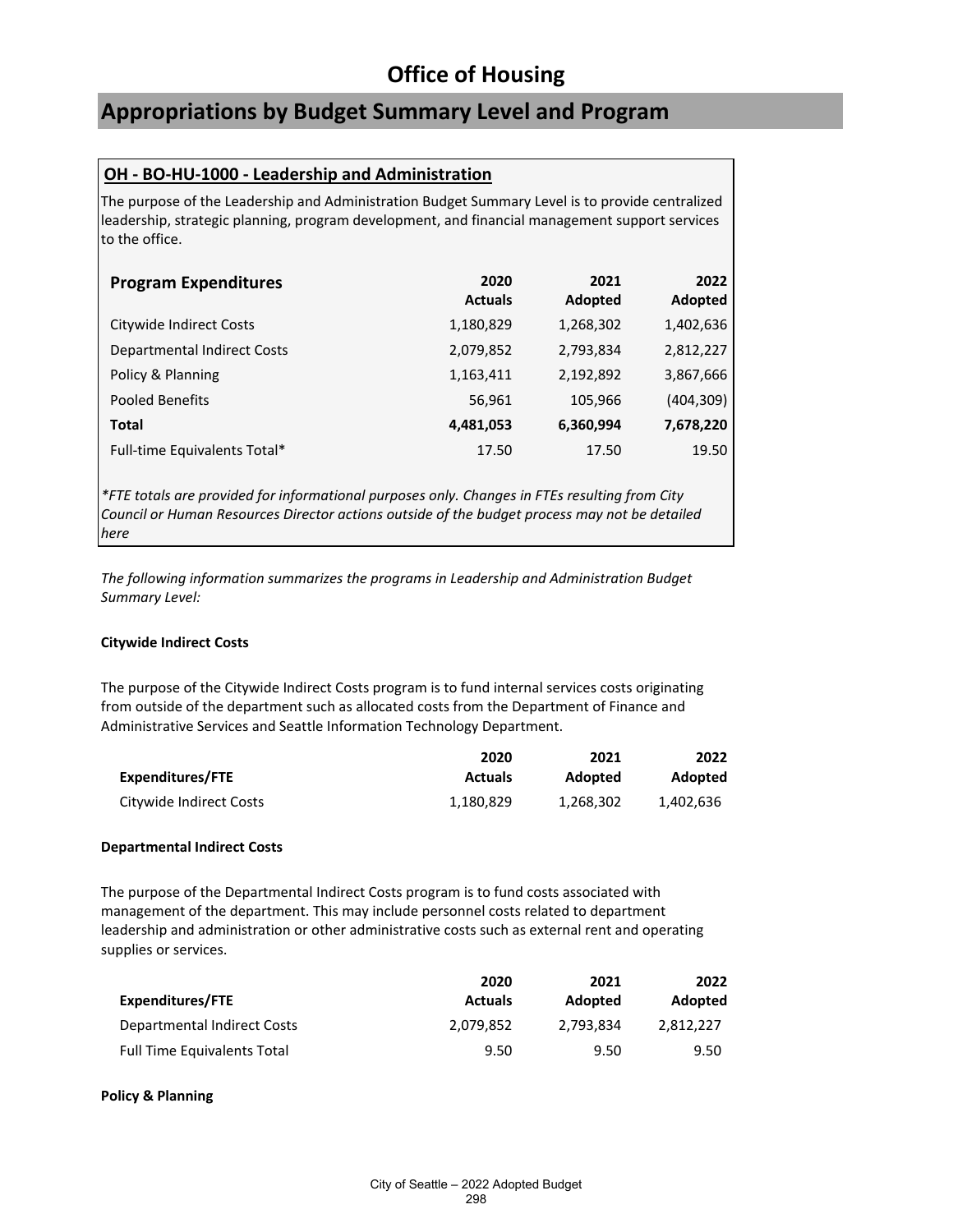# Office of Housing

## Appropriations by Budget Summary Level and Program

### OH - BO-HU-1000 - Leadership and Administration

The purpose of the Leadership and Administration Budget Summary Level is to provide centralized leadership, strategic planning, program development, and financial management support services to the office.

| Program Expenditures | 2020 Actuals | 2021 Adopted | 2022 Adopted |
|---|---|---|---|
| Citywide Indirect Costs | 1,180,829 | 1,268,302 | 1,402,636 |
| Departmental Indirect Costs | 2,079,852 | 2,793,834 | 2,812,227 |
| Policy & Planning | 1,163,411 | 2,192,892 | 3,867,666 |
| Pooled Benefits | 56,961 | 105,966 | (404,309) |
| **Total** | **4,481,053** | **6,360,994** | **7,678,220** |
| Full-time Equivalents Total* | 17.50 | 17.50 | 19.50 |

*\*FTE totals are provided for informational purposes only. Changes in FTEs resulting from City Council or Human Resources Director actions outside of the budget process may not be detailed here*

*The following information summarizes the programs in Leadership and Administration Budget Summary Level:*

**Citywide Indirect Costs**

The purpose of the Citywide Indirect Costs program is to fund internal services costs originating from outside of the department such as allocated costs from the Department of Finance and Administrative Services and Seattle Information Technology Department.

| Expenditures/FTE | 2020 Actuals | 2021 Adopted | 2022 Adopted |
|---|---|---|---|
| Citywide Indirect Costs | 1,180,829 | 1,268,302 | 1,402,636 |

**Departmental Indirect Costs**

The purpose of the Departmental Indirect Costs program is to fund costs associated with management of the department. This may include personnel costs related to department leadership and administration or other administrative costs such as external rent and operating supplies or services.

| Expenditures/FTE | 2020 Actuals | 2021 Adopted | 2022 Adopted |
|---|---|---|---|
| Departmental Indirect Costs | 2,079,852 | 2,793,834 | 2,812,227 |
| Full Time Equivalents Total | 9.50 | 9.50 | 9.50 |

**Policy & Planning**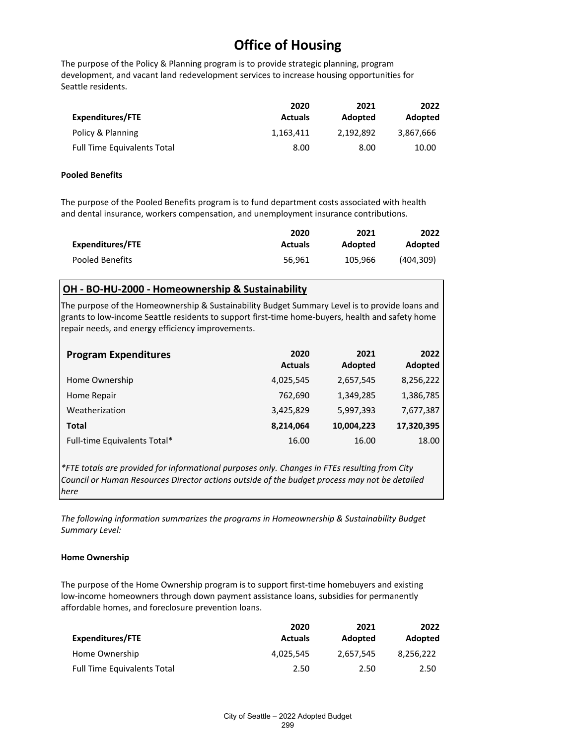# Office of Housing

The purpose of the Policy & Planning program is to provide strategic planning, program development, and vacant land redevelopment services to increase housing opportunities for Seattle residents.

| Expenditures/FTE | 2020 Actuals | 2021 Adopted | 2022 Adopted |
|---|---|---|---|
| Policy & Planning | 1,163,411 | 2,192,892 | 3,867,666 |
| Full Time Equivalents Total | 8.00 | 8.00 | 10.00 |

**Pooled Benefits**

The purpose of the Pooled Benefits program is to fund department costs associated with health and dental insurance, workers compensation, and unemployment insurance contributions.

| Expenditures/FTE | 2020 Actuals | 2021 Adopted | 2022 Adopted |
|---|---|---|---|
| Pooled Benefits | 56,961 | 105,966 | (404,309) |

## OH - BO-HU-2000 - Homeownership & Sustainability

The purpose of the Homeownership & Sustainability Budget Summary Level is to provide loans and grants to low-income Seattle residents to support first-time home-buyers, health and safety home repair needs, and energy efficiency improvements.

| Program Expenditures | 2020 Actuals | 2021 Adopted | 2022 Adopted |
|---|---|---|---|
| Home Ownership | 4,025,545 | 2,657,545 | 8,256,222 |
| Home Repair | 762,690 | 1,349,285 | 1,386,785 |
| Weatherization | 3,425,829 | 5,997,393 | 7,677,387 |
| **Total** | **8,214,064** | **10,004,223** | **17,320,395** |
| Full-time Equivalents Total* | 16.00 | 16.00 | 18.00 |

*\*FTE totals are provided for informational purposes only. Changes in FTEs resulting from City Council or Human Resources Director actions outside of the budget process may not be detailed here*

*The following information summarizes the programs in Homeownership & Sustainability Budget Summary Level:*

**Home Ownership**

The purpose of the Home Ownership program is to support first-time homebuyers and existing low-income homeowners through down payment assistance loans, subsidies for permanently affordable homes, and foreclosure prevention loans.

| Expenditures/FTE | 2020 Actuals | 2021 Adopted | 2022 Adopted |
|---|---|---|---|
| Home Ownership | 4,025,545 | 2,657,545 | 8,256,222 |
| Full Time Equivalents Total | 2.50 | 2.50 | 2.50 |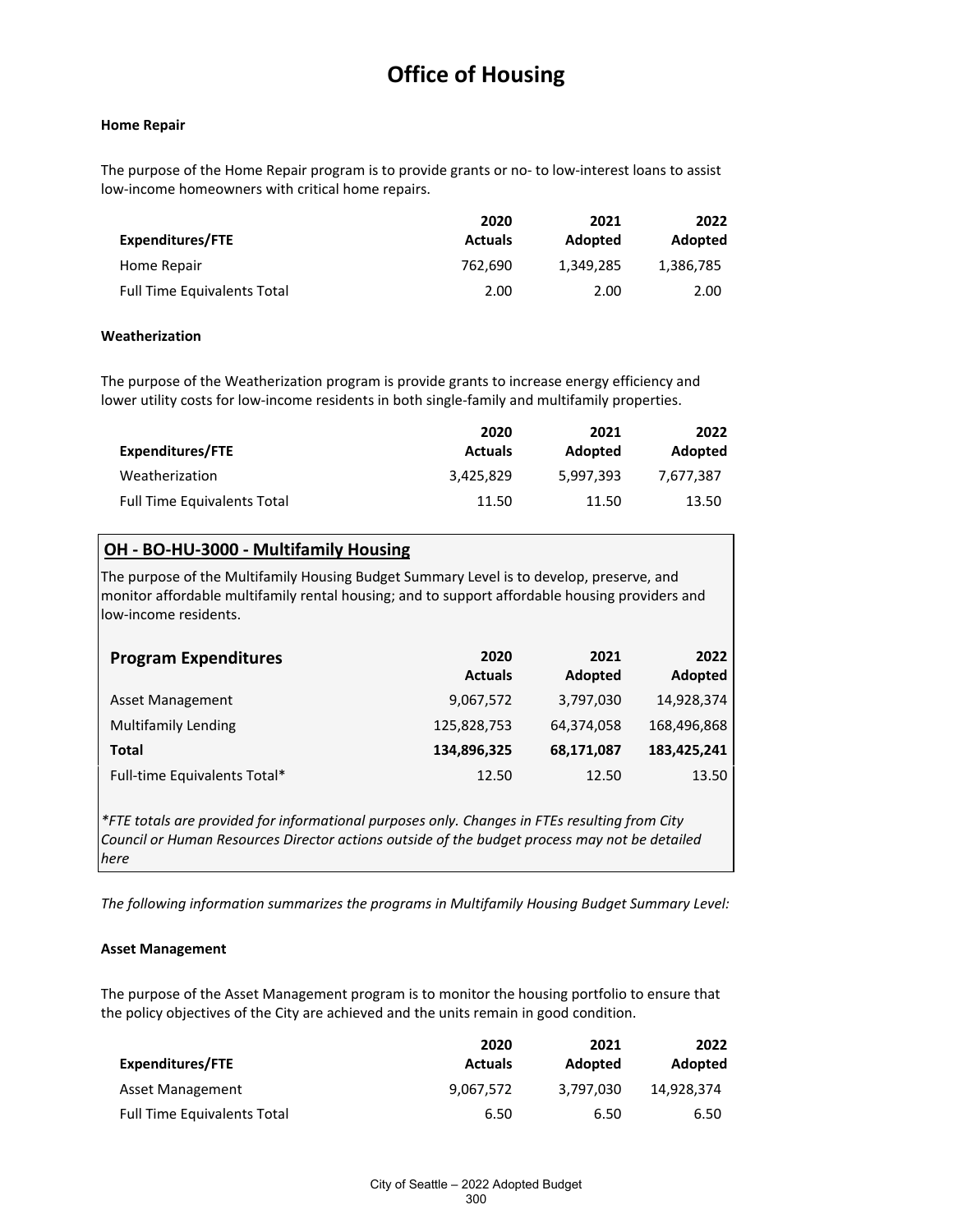# Office of Housing

**Home Repair**

The purpose of the Home Repair program is to provide grants or no- to low-interest loans to assist low-income homeowners with critical home repairs.

| Expenditures/FTE | 2020 Actuals | 2021 Adopted | 2022 Adopted |
|---|---|---|---|
| Home Repair | 762,690 | 1,349,285 | 1,386,785 |
| Full Time Equivalents Total | 2.00 | 2.00 | 2.00 |

**Weatherization**

The purpose of the Weatherization program is provide grants to increase energy efficiency and lower utility costs for low-income residents in both single-family and multifamily properties.

| Expenditures/FTE | 2020 Actuals | 2021 Adopted | 2022 Adopted |
|---|---|---|---|
| Weatherization | 3,425,829 | 5,997,393 | 7,677,387 |
| Full Time Equivalents Total | 11.50 | 11.50 | 13.50 |

## OH - BO-HU-3000 - Multifamily Housing

The purpose of the Multifamily Housing Budget Summary Level is to develop, preserve, and monitor affordable multifamily rental housing; and to support affordable housing providers and low-income residents.

| Program Expenditures | 2020 Actuals | 2021 Adopted | 2022 Adopted |
|---|---|---|---|
| Asset Management | 9,067,572 | 3,797,030 | 14,928,374 |
| Multifamily Lending | 125,828,753 | 64,374,058 | 168,496,868 |
| **Total** | **134,896,325** | **68,171,087** | **183,425,241** |
| Full-time Equivalents Total* | 12.50 | 12.50 | 13.50 |

*\*FTE totals are provided for informational purposes only. Changes in FTEs resulting from City Council or Human Resources Director actions outside of the budget process may not be detailed here*

*The following information summarizes the programs in Multifamily Housing Budget Summary Level:*

**Asset Management**

The purpose of the Asset Management program is to monitor the housing portfolio to ensure that the policy objectives of the City are achieved and the units remain in good condition.

| Expenditures/FTE | 2020 Actuals | 2021 Adopted | 2022 Adopted |
|---|---|---|---|
| Asset Management | 9,067,572 | 3,797,030 | 14,928,374 |
| Full Time Equivalents Total | 6.50 | 6.50 | 6.50 |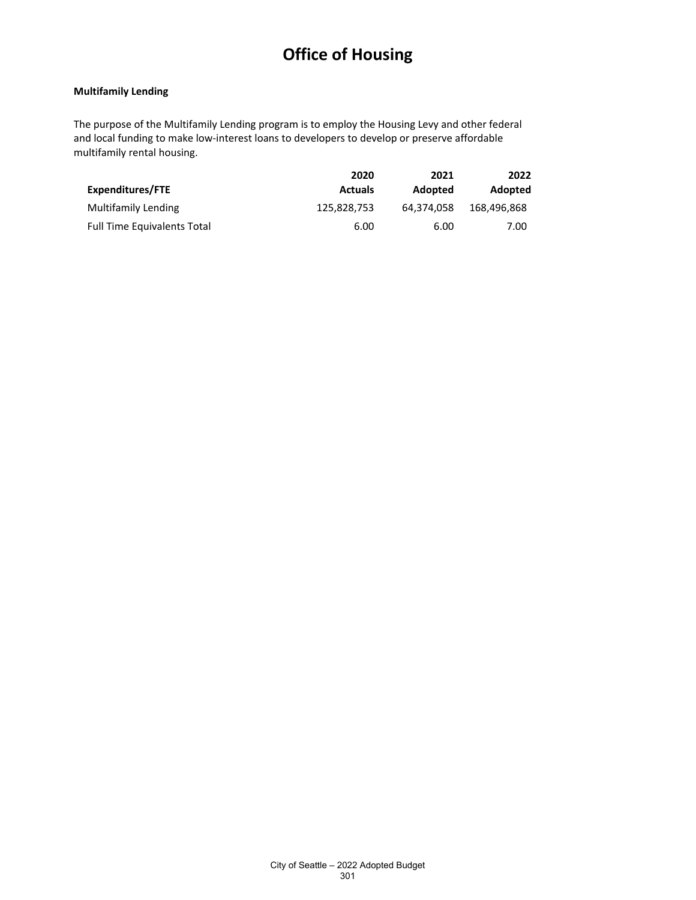# Office of Housing

**Multifamily Lending**

The purpose of the Multifamily Lending program is to employ the Housing Levy and other federal and local funding to make low-interest loans to developers to develop or preserve affordable multifamily rental housing.

| Expenditures/FTE | 2020 Actuals | 2021 Adopted | 2022 Adopted |
|---|---|---|---|
| Multifamily Lending | 125,828,753 | 64,374,058 | 168,496,868 |
| Full Time Equivalents Total | 6.00 | 6.00 | 7.00 |